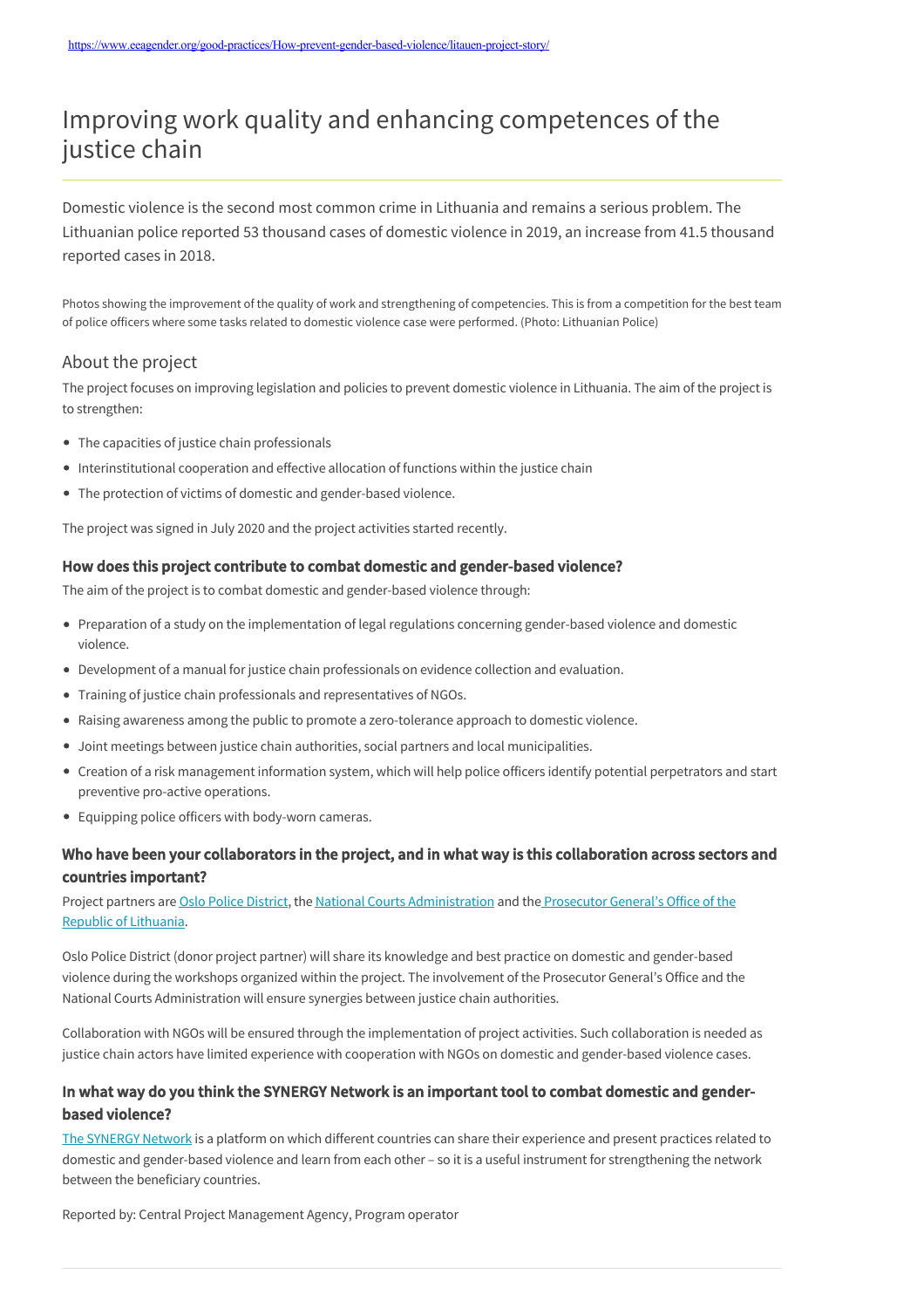https://www.eeagender.org/good-practices/How-prevent-gender-based-violence/litauen-project-story/

# Improving work quality and enhancing competences of the justice chain

Domestic violence is the second most common crime in Lithuania and remains a serious problem. The Lithuanian police reported 53 thousand cases of domestic violence in 2019, an increase from 41.5 thousand reported cases in 2018.

Photos showing the improvement of the quality of work and strengthening of competencies. This is from a competition for the best team of police officers where some tasks related to domestic violence case were performed. (Photo: Lithuanian Police)

## About the project

The project focuses on improving legislation and policies to prevent domestic violence in Lithuania. The aim of the project is to strengthen:

- The capacities of justice chain professionals
- Interinstitutional cooperation and effective allocation of functions within the justice chain
- The protection of victims of domestic and gender-based violence.

The project was signed in July 2020 and the project activities started recently.

### How does this project contribute to combat domestic and gender-based violence?

The aim of the project is to combat domestic and gender-based violence through:

- Preparation of a study on the implementation of legal regulations concerning gender-based violence and domestic violence.
- Development of a manual for justice chain professionals on evidence collection and evaluation.
- Training of justice chain professionals and representatives of NGOs.
- Raising awareness among the public to promote a zero-tolerance approach to domestic violence.
- Joint meetings between justice chain authorities, social partners and local municipalities.
- Creation of a risk management information system, which will help police officers identify potential perpetrators and start preventive pro-active operations.
- Equipping police officers with body-worn cameras.

### Who have been your collaborators in the project, and in what way is this collaboration across sectors and countries important?

Project partners are Oslo Police District, the National Courts Administration and the Prosecutor General's Office of the Republic of Lithuania.

Oslo Police District (donor project partner) will share its knowledge and best practice on domestic and gender-based violence during the workshops organized within the project. The involvement of the Prosecutor General's Office and the National Courts Administration will ensure synergies between justice chain authorities.

Collaboration with NGOs will be ensured through the implementation of project activities. Such collaboration is needed as justice chain actors have limited experience with cooperation with NGOs on domestic and gender-based violence cases.

### In what way do you think the SYNERGY Network is an important tool to combat domestic and gender-based violence?

The SYNERGY Network is a platform on which different countries can share their experience and present practices related to domestic and gender-based violence and learn from each other – so it is a useful instrument for strengthening the network between the beneficiary countries.

Reported by: Central Project Management Agency, Program operator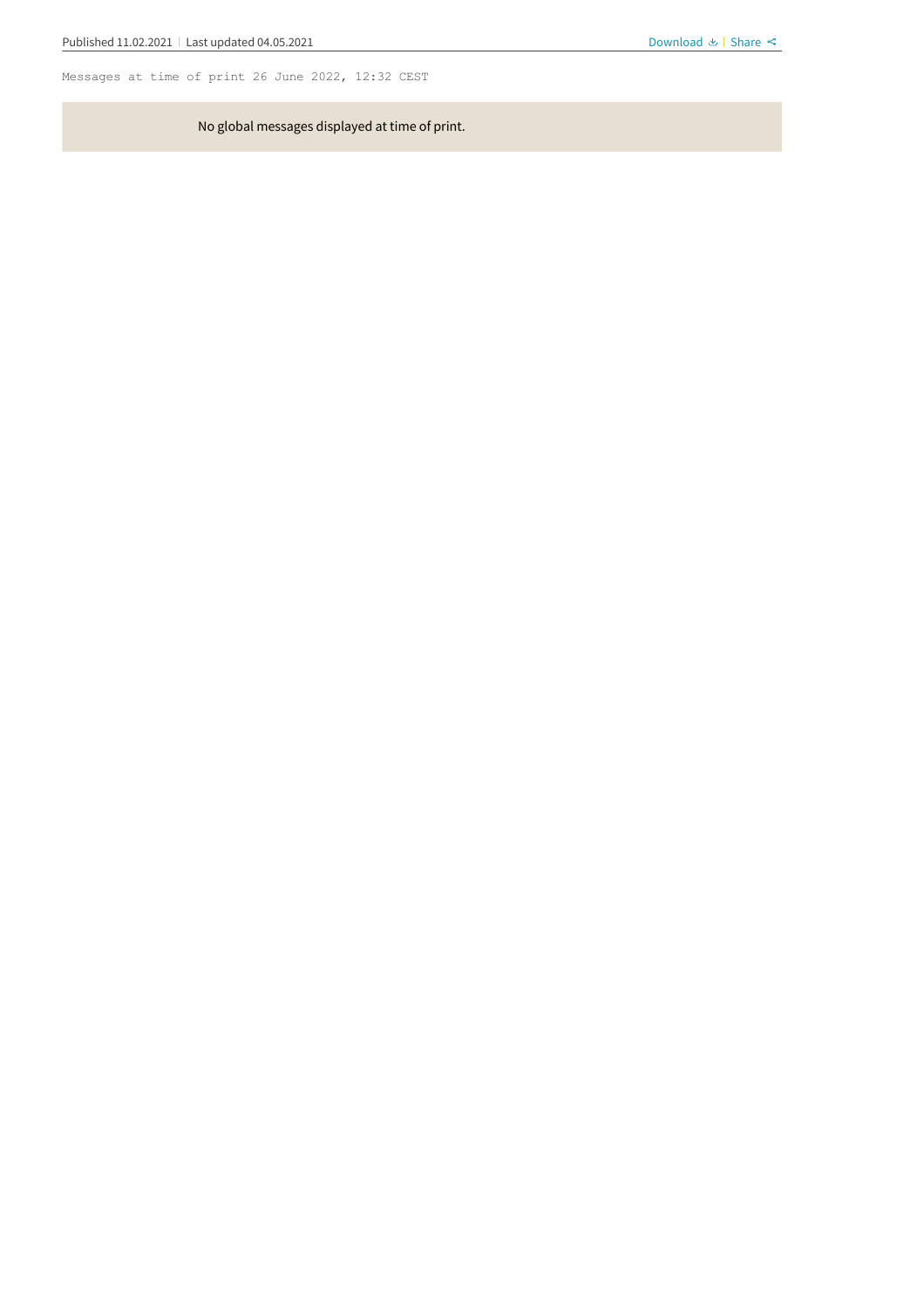Published 11.02.2021 | Last updated 04.05.2021

Messages at time of print 26 June 2022, 12:32 CEST

No global messages displayed at time of print.